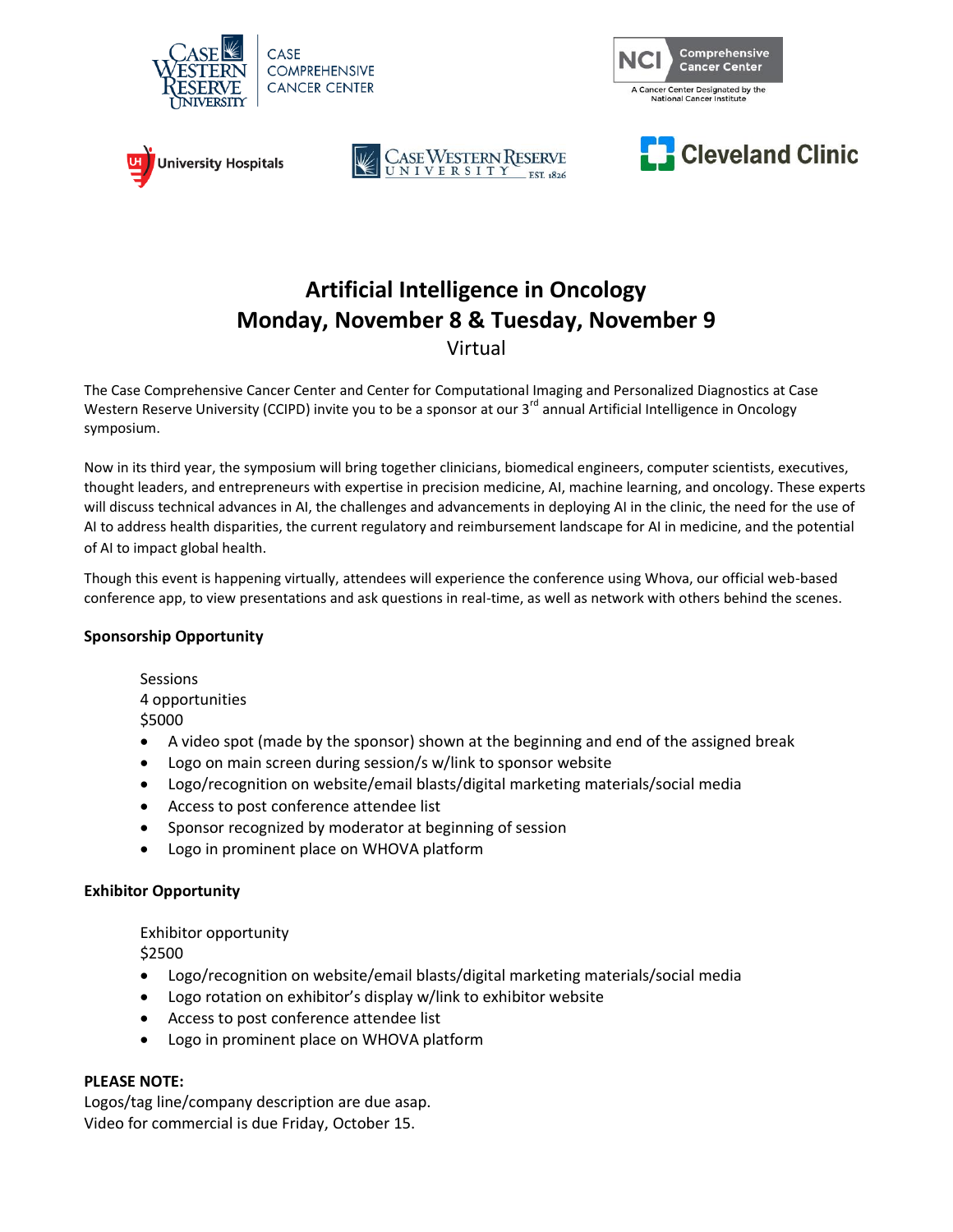# Artificial Intelligence in Oncology

## Monday, November 8 & Tuesday, November 9

Virtual

The Case Comprehensive Cancer Center and Center for Computational Imaging and Personalized Diagnostics at Case Western Reserve University (CCIPD) invite you to be a sponsor at our 3rd annual Artificial Intelligence in Oncology symposium.

Now in its third year, the symposium will bring together clinicians, biomedical engineers, computer scientists, executives, thought leaders, and entrepreneurs with expertise in precision medicine, AI, machine learning, and oncology. These experts will discuss technical advances in AI, the challenges and advancements in deploying AI in the clinic, the need for the use of AI to address health disparities, the current regulatory and reimbursement landscape for AI in medicine, and the potential of AI to impact global health.

Though this event is happening virtually, attendees will experience the conference using Whova, our official web-based conference app, to view presentations and ask questions in real-time, as well as network with others behind the scenes.

**Sponsorship Opportunity**

Sessions
4 opportunities
$5000

- A video spot (made by the sponsor) shown at the beginning and end of the assigned break
- Logo on main screen during session/s w/link to sponsor website
- Logo/recognition on website/email blasts/digital marketing materials/social media
- Access to post conference attendee list
- Sponsor recognized by moderator at beginning of session
- Logo in prominent place on WHOVA platform

**Exhibitor Opportunity**

Exhibitor opportunity
$2500

- Logo/recognition on website/email blasts/digital marketing materials/social media
- Logo rotation on exhibitor's display w/link to exhibitor website
- Access to post conference attendee list
- Logo in prominent place on WHOVA platform

**PLEASE NOTE:**
Logos/tag line/company description are due asap.
Video for commercial is due Friday, October 15.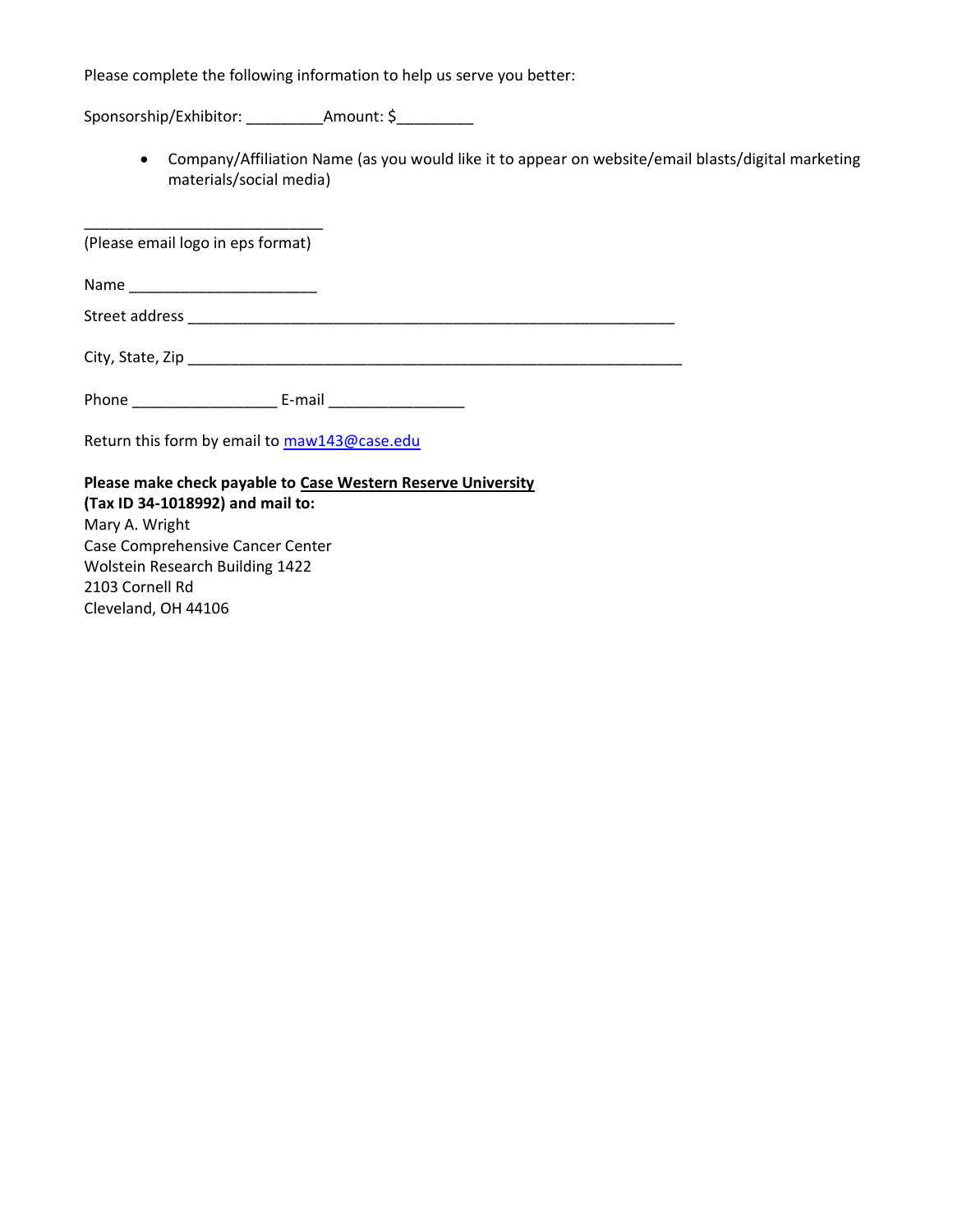Please complete the following information to help us serve you better:

Sponsorship/Exhibitor: _________Amount: $_________

- Company/Affiliation Name (as you would like it to appear on website/email blasts/digital marketing materials/social media)

____________________________
(Please email logo in eps format)

Name ______________________

Street address _________________________________________________________

City, State, Zip _________________________________________________________

Phone _________________ E-mail ________________

Return this form by email to [maw143@case.edu](mailto:maw143@case.edu)

**Please make check payable to <u>Case Western Reserve University</u>**
**(Tax ID 34-1018992) and mail to:**
Mary A. Wright
Case Comprehensive Cancer Center
Wolstein Research Building 1422
2103 Cornell Rd
Cleveland, OH 44106